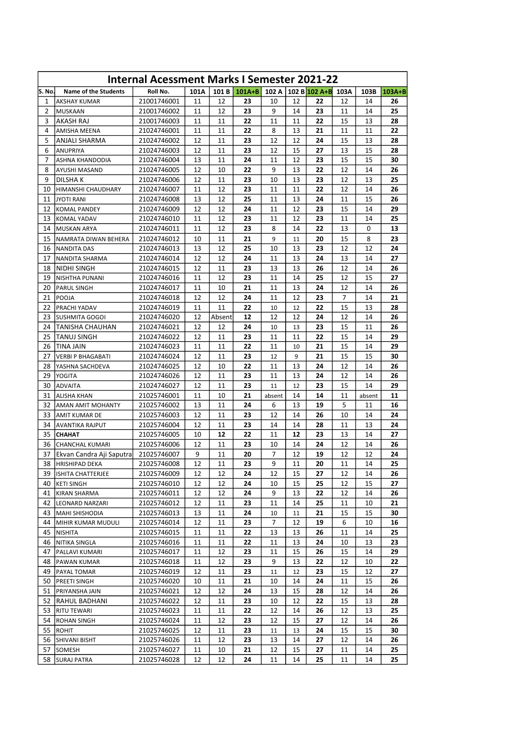# Internal Acessment Marks I Semester 2021-22

| S. No. | Name of the Students | Roll No. | 101A | 101 B | 101A+B | 102 A | 102 B | 102 A+B | 103A | 103B | 103A+B |
|---|---|---|---|---|---|---|---|---|---|---|---|
| 1 | AKSHAY KUMAR | 21001746001 | 11 | 12 | 23 | 10 | 12 | 22 | 12 | 14 | 26 |
| 2 | MUSKAAN | 21001746002 | 11 | 12 | 23 | 9 | 14 | 23 | 11 | 14 | 25 |
| 3 | AKASH RAJ | 21001746003 | 11 | 11 | 22 | 11 | 11 | 22 | 15 | 13 | 28 |
| 4 | AMISHA MEENA | 21024746001 | 11 | 11 | 22 | 8 | 13 | 21 | 11 | 11 | 22 |
| 5 | ANJALI SHARMA | 21024746002 | 12 | 11 | 23 | 12 | 12 | 24 | 15 | 13 | 28 |
| 6 | ANUPRIYA | 21024746003 | 12 | 11 | 23 | 12 | 15 | 27 | 13 | 15 | 28 |
| 7 | ASHNA KHANDODIA | 21024746004 | 13 | 11 | 24 | 11 | 12 | 23 | 15 | 15 | 30 |
| 8 | AYUSHI MASAND | 21024746005 | 12 | 10 | 22 | 9 | 13 | 22 | 12 | 14 | 26 |
| 9 | DILSHA K | 21024746006 | 12 | 11 | 23 | 10 | 13 | 23 | 12 | 13 | 25 |
| 10 | HIMANSHI CHAUDHARY | 21024746007 | 11 | 12 | 23 | 11 | 11 | 22 | 12 | 14 | 26 |
| 11 | JYOTI RANI | 21024746008 | 13 | 12 | 25 | 11 | 13 | 24 | 11 | 15 | 26 |
| 12 | KOMAL PANDEY | 21024746009 | 12 | 12 | 24 | 11 | 12 | 23 | 15 | 14 | 29 |
| 13 | KOMAL YADAV | 21024746010 | 11 | 12 | 23 | 11 | 12 | 23 | 11 | 14 | 25 |
| 14 | MUSKAN ARYA | 21024746011 | 11 | 12 | 23 | 8 | 14 | 22 | 13 | 0 | 13 |
| 15 | NAMRATA DIWAN BEHERA | 21024746012 | 10 | 11 | 21 | 9 | 11 | 20 | 15 | 8 | 23 |
| 16 | NANDITA DAS | 21024746013 | 13 | 12 | 25 | 10 | 13 | 23 | 12 | 12 | 24 |
| 17 | NANDITA SHARMA | 21024746014 | 12 | 12 | 24 | 11 | 13 | 24 | 13 | 14 | 27 |
| 18 | NIDHI SINGH | 21024746015 | 12 | 11 | 23 | 13 | 13 | 26 | 12 | 14 | 26 |
| 19 | NISHTHA PUNANI | 21024746016 | 11 | 12 | 23 | 11 | 14 | 25 | 12 | 15 | 27 |
| 20 | PARUL SINGH | 21024746017 | 11 | 10 | 21 | 11 | 13 | 24 | 12 | 14 | 26 |
| 21 | POOJA | 21024746018 | 12 | 12 | 24 | 11 | 12 | 23 | 7 | 14 | 21 |
| 22 | PRACHI YADAV | 21024746019 | 11 | 11 | 22 | 10 | 12 | 22 | 15 | 13 | 28 |
| 23 | SUSHMITA GOGOI | 21024746020 | 12 | Absent | 12 | 12 | 12 | 24 | 12 | 14 | 26 |
| 24 | TANISHA CHAUHAN | 21024746021 | 12 | 12 | 24 | 10 | 13 | 23 | 15 | 11 | 26 |
| 25 | TANUJ SINGH | 21024746022 | 12 | 11 | 23 | 11 | 11 | 22 | 15 | 14 | 29 |
| 26 | TINA JAIN | 21024746023 | 11 | 11 | 22 | 11 | 10 | 21 | 15 | 14 | 29 |
| 27 | VERBI P BHAGABATI | 21024746024 | 12 | 11 | 23 | 12 | 9 | 21 | 15 | 15 | 30 |
| 28 | YASHNA SACHDEVA | 21024746025 | 12 | 10 | 22 | 11 | 13 | 24 | 12 | 14 | 26 |
| 29 | YOGITA | 21024746026 | 12 | 11 | 23 | 11 | 13 | 24 | 12 | 14 | 26 |
| 30 | ADVAITA | 21024746027 | 12 | 11 | 23 | 11 | 12 | 23 | 15 | 14 | 29 |
| 31 | ALISHA KHAN | 21025746001 | 11 | 10 | 21 | absent | 14 | 14 | 11 | absent | 11 |
| 32 | AMAN AMIT MOHANTY | 21025746002 | 13 | 11 | 24 | 6 | 13 | 19 | 5 | 11 | 16 |
| 33 | AMIT KUMAR DE | 21025746003 | 12 | 11 | 23 | 12 | 14 | 26 | 10 | 14 | 24 |
| 34 | AVANTIKA RAJPUT | 21025746004 | 12 | 11 | 23 | 14 | 14 | 28 | 11 | 13 | 24 |
| 35 | **CHAHAT** | 21025746005 | 10 | **12** | 22 | 11 | **12** | 23 | 13 | 14 | 27 |
| 36 | CHANCHAL KUMARI | 21025746006 | 12 | 11 | 23 | 10 | 14 | 24 | 12 | 14 | 26 |
| 37 | Ekvan Candra Aji Saputra | 21025746007 | 9 | 11 | 20 | 7 | 12 | 19 | 12 | 12 | 24 |
| 38 | HRISHIPAD DEKA | 21025746008 | 12 | 11 | 23 | 9 | 11 | 20 | 11 | 14 | 25 |
| 39 | ISHITA CHATTERJEE | 21025746009 | 12 | 12 | 24 | 12 | 15 | 27 | 12 | 14 | 26 |
| 40 | KETI SINGH | 21025746010 | 12 | 12 | 24 | 10 | 15 | 25 | 12 | 15 | 27 |
| 41 | KIRAN SHARMA | 21025746011 | 12 | 12 | 24 | 9 | 13 | 22 | 12 | 14 | 26 |
| 42 | LEONARD NARZARI | 21025746012 | 12 | 11 | 23 | 11 | 14 | 25 | 11 | 10 | 21 |
| 43 | MAHI SHISHODIA | 21025746013 | 13 | 11 | 24 | 10 | 11 | 21 | 15 | 15 | 30 |
| 44 | MIHIR KUMAR MUDULI | 21025746014 | 12 | 11 | 23 | 7 | 12 | 19 | 6 | 10 | 16 |
| 45 | NISHITA | 21025746015 | 11 | 11 | 22 | 13 | 13 | 26 | 11 | 14 | 25 |
| 46 | NITIKA SINGLA | 21025746016 | 11 | 11 | 22 | 11 | 13 | 24 | 10 | 13 | 23 |
| 47 | PALLAVI KUMARI | 21025746017 | 11 | 12 | 23 | 11 | 15 | 26 | 15 | 14 | 29 |
| 48 | PAWAN KUMAR | 21025746018 | 11 | 12 | 23 | 9 | 13 | 22 | 12 | 10 | 22 |
| 49 | PAYAL TOMAR | 21025746019 | 12 | 11 | 23 | 11 | 12 | 23 | 15 | 12 | 27 |
| 50 | PREETI SINGH | 21025746020 | 10 | 11 | 21 | 10 | 14 | 24 | 11 | 15 | 26 |
| 51 | PRIYANSHA JAIN | 21025746021 | 12 | 12 | 24 | 13 | 15 | 28 | 12 | 14 | 26 |
| 52 | RAHUL BADHANI | 21025746022 | 12 | 11 | 23 | 10 | 12 | 22 | 15 | 13 | 28 |
| 53 | RITU TEWARI | 21025746023 | 11 | 11 | 22 | 12 | 14 | 26 | 12 | 13 | 25 |
| 54 | ROHAN SINGH | 21025746024 | 11 | 12 | 23 | 12 | 15 | 27 | 12 | 14 | 26 |
| 55 | ROHIT | 21025746025 | 12 | 11 | 23 | 11 | 13 | 24 | 15 | 15 | 30 |
| 56 | SHIVANI BISHT | 21025746026 | 11 | 12 | 23 | 13 | 14 | 27 | 12 | 14 | 26 |
| 57 | SOMESH | 21025746027 | 11 | 10 | 21 | 12 | 15 | 27 | 11 | 14 | 25 |
| 58 | SURAJ PATRA | 21025746028 | 12 | 12 | 24 | 11 | 14 | 25 | 11 | 14 | 25 |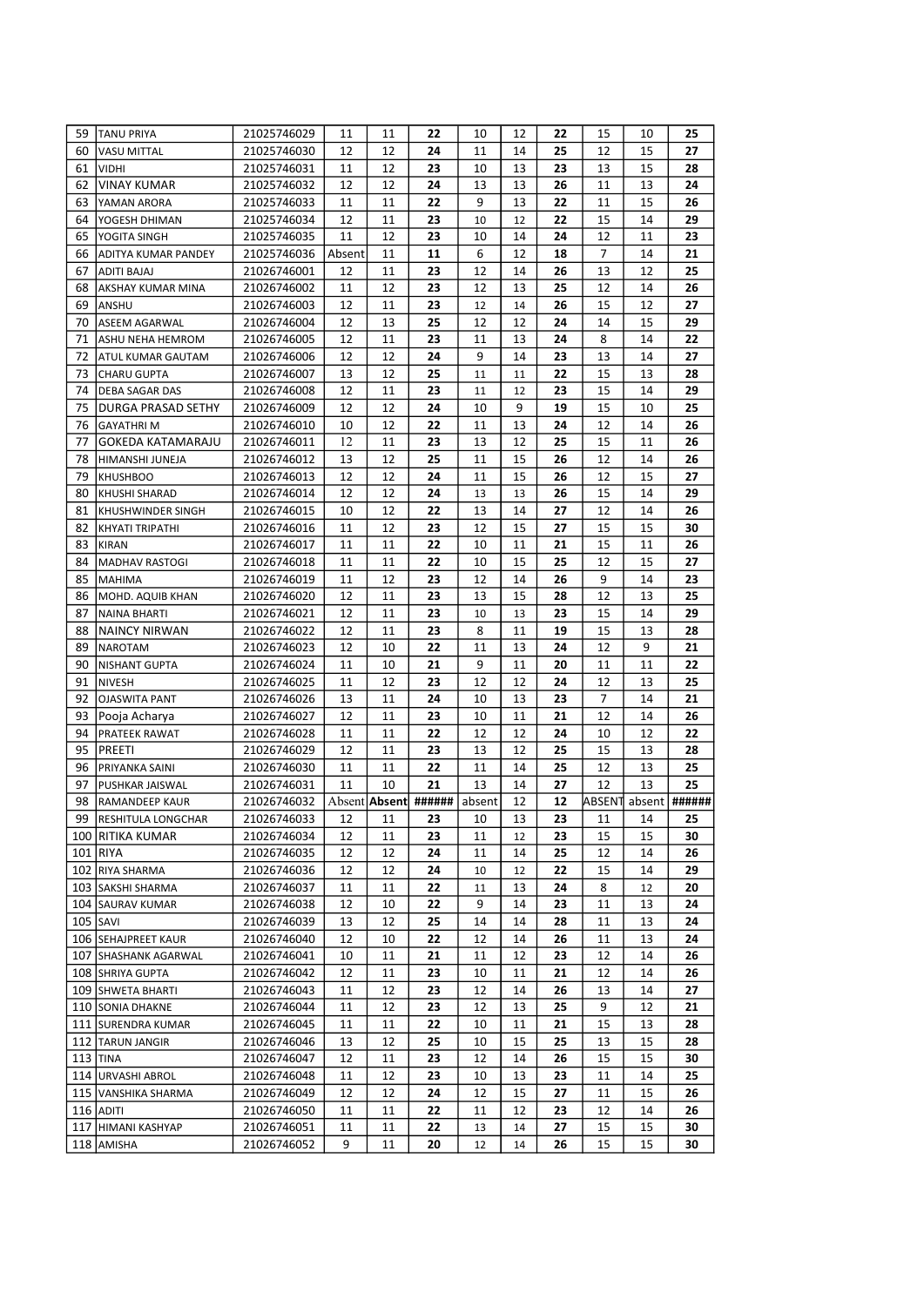| 59 | TANU PRIYA | 21025746029 | 11 | 11 | 22 | 10 | 12 | 22 | 15 | 10 | 25 |
|---|---|---|---|---|---|---|---|---|---|---|---|
| 60 | VASU MITTAL | 21025746030 | 12 | 12 | 24 | 11 | 14 | 25 | 12 | 15 | 27 |
| 61 | VIDHI | 21025746031 | 11 | 12 | 23 | 10 | 13 | 23 | 13 | 15 | 28 |
| 62 | VINAY KUMAR | 21025746032 | 12 | 12 | 24 | 13 | 13 | 26 | 11 | 13 | 24 |
| 63 | YAMAN ARORA | 21025746033 | 11 | 11 | 22 | 9 | 13 | 22 | 11 | 15 | 26 |
| 64 | YOGESH DHIMAN | 21025746034 | 12 | 11 | 23 | 10 | 12 | 22 | 15 | 14 | 29 |
| 65 | YOGITA SINGH | 21025746035 | 11 | 12 | 23 | 10 | 14 | 24 | 12 | 11 | 23 |
| 66 | ADITYA KUMAR PANDEY | 21025746036 | Absent | 11 | 11 | 6 | 12 | 18 | 7 | 14 | 21 |
| 67 | ADITI BAJAJ | 21026746001 | 12 | 11 | 23 | 12 | 14 | 26 | 13 | 12 | 25 |
| 68 | AKSHAY KUMAR MINA | 21026746002 | 11 | 12 | 23 | 12 | 13 | 25 | 12 | 14 | 26 |
| 69 | ANSHU | 21026746003 | 12 | 11 | 23 | 12 | 14 | 26 | 15 | 12 | 27 |
| 70 | ASEEM AGARWAL | 21026746004 | 12 | 13 | 25 | 12 | 12 | 24 | 14 | 15 | 29 |
| 71 | ASHU NEHA HEMROM | 21026746005 | 12 | 11 | 23 | 11 | 13 | 24 | 8 | 14 | 22 |
| 72 | ATUL KUMAR GAUTAM | 21026746006 | 12 | 12 | 24 | 9 | 14 | 23 | 13 | 14 | 27 |
| 73 | CHARU GUPTA | 21026746007 | 13 | 12 | 25 | 11 | 11 | 22 | 15 | 13 | 28 |
| 74 | DEBA SAGAR DAS | 21026746008 | 12 | 11 | 23 | 11 | 12 | 23 | 15 | 14 | 29 |
| 75 | DURGA PRASAD SETHY | 21026746009 | 12 | 12 | 24 | 10 | 9 | 19 | 15 | 10 | 25 |
| 76 | GAYATHRI M | 21026746010 | 10 | 12 | 22 | 11 | 13 | 24 | 12 | 14 | 26 |
| 77 | GOKEDA KATAMARAJU | 21026746011 | 12 | 11 | 23 | 13 | 12 | 25 | 15 | 11 | 26 |
| 78 | HIMANSHI JUNEJA | 21026746012 | 13 | 12 | 25 | 11 | 15 | 26 | 12 | 14 | 26 |
| 79 | KHUSHBOO | 21026746013 | 12 | 12 | 24 | 11 | 15 | 26 | 12 | 15 | 27 |
| 80 | KHUSHI SHARAD | 21026746014 | 12 | 12 | 24 | 13 | 13 | 26 | 15 | 14 | 29 |
| 81 | KHUSHWINDER SINGH | 21026746015 | 10 | 12 | 22 | 13 | 14 | 27 | 12 | 14 | 26 |
| 82 | KHYATI TRIPATHI | 21026746016 | 11 | 12 | 23 | 12 | 15 | 27 | 15 | 15 | 30 |
| 83 | KIRAN | 21026746017 | 11 | 11 | 22 | 10 | 11 | 21 | 15 | 11 | 26 |
| 84 | MADHAV RASTOGI | 21026746018 | 11 | 11 | 22 | 10 | 15 | 25 | 12 | 15 | 27 |
| 85 | MAHIMA | 21026746019 | 11 | 12 | 23 | 12 | 14 | 26 | 9 | 14 | 23 |
| 86 | MOHD. AQUIB KHAN | 21026746020 | 12 | 11 | 23 | 13 | 15 | 28 | 12 | 13 | 25 |
| 87 | NAINA BHARTI | 21026746021 | 12 | 11 | 23 | 10 | 13 | 23 | 15 | 14 | 29 |
| 88 | NAINCY NIRWAN | 21026746022 | 12 | 11 | 23 | 8 | 11 | 19 | 15 | 13 | 28 |
| 89 | NAROTAM | 21026746023 | 12 | 10 | 22 | 11 | 13 | 24 | 12 | 9 | 21 |
| 90 | NISHANT GUPTA | 21026746024 | 11 | 10 | 21 | 9 | 11 | 20 | 11 | 11 | 22 |
| 91 | NIVESH | 21026746025 | 11 | 12 | 23 | 12 | 12 | 24 | 12 | 13 | 25 |
| 92 | OJASWITA PANT | 21026746026 | 13 | 11 | 24 | 10 | 13 | 23 | 7 | 14 | 21 |
| 93 | Pooja Acharya | 21026746027 | 12 | 11 | 23 | 10 | 11 | 21 | 12 | 14 | 26 |
| 94 | PRATEEK RAWAT | 21026746028 | 11 | 11 | 22 | 12 | 12 | 24 | 10 | 12 | 22 |
| 95 | PREETI | 21026746029 | 12 | 11 | 23 | 13 | 12 | 25 | 15 | 13 | 28 |
| 96 | PRIYANKA SAINI | 21026746030 | 11 | 11 | 22 | 11 | 14 | 25 | 12 | 13 | 25 |
| 97 | PUSHKAR JAISWAL | 21026746031 | 11 | 10 | 21 | 13 | 14 | 27 | 12 | 13 | 25 |
| 98 | RAMANDEEP KAUR | 21026746032 | Absent | Absent | ###### | absent | 12 | 12 | ABSENT | absent | ###### |
| 99 | RESHITULA LONGCHAR | 21026746033 | 12 | 11 | 23 | 10 | 13 | 23 | 11 | 14 | 25 |
| 100 | RITIKA KUMAR | 21026746034 | 12 | 11 | 23 | 11 | 12 | 23 | 15 | 15 | 30 |
| 101 | RIYA | 21026746035 | 12 | 12 | 24 | 11 | 14 | 25 | 12 | 14 | 26 |
| 102 | RIYA SHARMA | 21026746036 | 12 | 12 | 24 | 10 | 12 | 22 | 15 | 14 | 29 |
| 103 | SAKSHI SHARMA | 21026746037 | 11 | 11 | 22 | 11 | 13 | 24 | 8 | 12 | 20 |
| 104 | SAURAV KUMAR | 21026746038 | 12 | 10 | 22 | 9 | 14 | 23 | 11 | 13 | 24 |
| 105 | SAVI | 21026746039 | 13 | 12 | 25 | 14 | 14 | 28 | 11 | 13 | 24 |
| 106 | SEHAJPREET KAUR | 21026746040 | 12 | 10 | 22 | 12 | 14 | 26 | 11 | 13 | 24 |
| 107 | SHASHANK AGARWAL | 21026746041 | 10 | 11 | 21 | 11 | 12 | 23 | 12 | 14 | 26 |
| 108 | SHRIYA GUPTA | 21026746042 | 12 | 11 | 23 | 10 | 11 | 21 | 12 | 14 | 26 |
| 109 | SHWETA BHARTI | 21026746043 | 11 | 12 | 23 | 12 | 14 | 26 | 13 | 14 | 27 |
| 110 | SONIA DHAKNE | 21026746044 | 11 | 12 | 23 | 12 | 13 | 25 | 9 | 12 | 21 |
| 111 | SURENDRA KUMAR | 21026746045 | 11 | 11 | 22 | 10 | 11 | 21 | 15 | 13 | 28 |
| 112 | TARUN JANGIR | 21026746046 | 13 | 12 | 25 | 10 | 15 | 25 | 13 | 15 | 28 |
| 113 | TINA | 21026746047 | 12 | 11 | 23 | 12 | 14 | 26 | 15 | 15 | 30 |
| 114 | URVASHI ABROL | 21026746048 | 11 | 12 | 23 | 10 | 13 | 23 | 11 | 14 | 25 |
| 115 | VANSHIKA SHARMA | 21026746049 | 12 | 12 | 24 | 12 | 15 | 27 | 11 | 15 | 26 |
| 116 | ADITI | 21026746050 | 11 | 11 | 22 | 11 | 12 | 23 | 12 | 14 | 26 |
| 117 | HIMANI KASHYAP | 21026746051 | 11 | 11 | 22 | 13 | 14 | 27 | 15 | 15 | 30 |
| 118 | AMISHA | 21026746052 | 9 | 11 | 20 | 12 | 14 | 26 | 15 | 15 | 30 |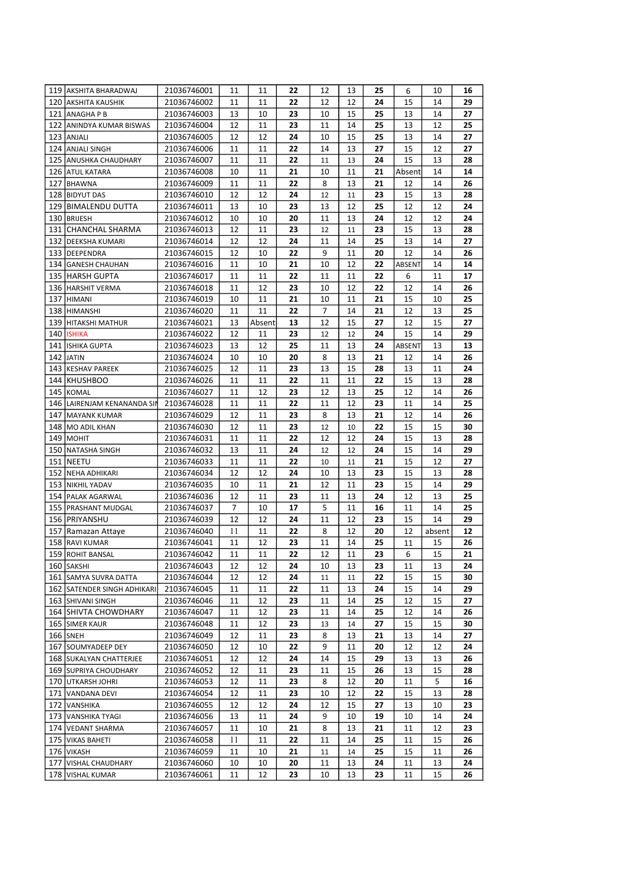| | | | | | | | | | | |
|---|---|---|---|---|---|---|---|---|---|---|
| 119 | AKSHITA BHARADWAJ | 21036746001 | 11 | 11 | **22** | 12 | 13 | **25** | 6 | 10 | **16** |
| 120 | AKSHITA KAUSHIK | 21036746002 | 11 | 11 | **22** | 12 | 12 | **24** | 15 | 14 | **29** |
| 121 | ANAGHA P B | 21036746003 | 13 | 10 | **23** | 10 | 15 | **25** | 13 | 14 | **27** |
| 122 | ANINDYA KUMAR BISWAS | 21036746004 | 12 | 11 | **23** | 11 | 14 | **25** | 13 | 12 | **25** |
| 123 | ANJALI | 21036746005 | 12 | 12 | **24** | 10 | 15 | **25** | 13 | 14 | **27** |
| 124 | ANJALI SINGH | 21036746006 | 11 | 11 | **22** | 14 | 13 | **27** | 15 | 12 | **27** |
| 125 | ANUSHKA CHAUDHARY | 21036746007 | 11 | 11 | **22** | 11 | 13 | **24** | 15 | 13 | **28** |
| 126 | ATUL KATARA | 21036746008 | 10 | 11 | **21** | 10 | 11 | **21** | Absent | 14 | **14** |
| 127 | BHAWNA | 21036746009 | 11 | 11 | **22** | 8 | 13 | **21** | 12 | 14 | **26** |
| 128 | BIDYUT DAS | 21036746010 | 12 | 12 | **24** | 12 | 11 | **23** | 15 | 13 | **28** |
| 129 | BIMALENDU DUTTA | 21036746011 | 13 | 10 | **23** | 13 | 12 | **25** | 12 | 12 | **24** |
| 130 | BRIJESH | 21036746012 | 10 | 10 | **20** | 11 | 13 | **24** | 12 | 12 | **24** |
| 131 | CHANCHAL SHARMA | 21036746013 | 12 | 11 | **23** | 12 | 11 | **23** | 15 | 13 | **28** |
| 132 | DEEKSHA KUMARI | 21036746014 | 12 | 12 | **24** | 11 | 14 | **25** | 13 | 14 | **27** |
| 133 | DEEPENDRA | 21036746015 | 12 | 10 | **22** | 9 | 11 | **20** | 12 | 14 | **26** |
| 134 | GANESH CHAUHAN | 21036746016 | 11 | 10 | **21** | 10 | 12 | **22** | ABSENT | 14 | **14** |
| 135 | HARSH GUPTA | 21036746017 | 11 | 11 | **22** | 11 | 11 | **22** | 6 | 11 | **17** |
| 136 | HARSHIT VERMA | 21036746018 | 11 | 12 | **23** | 10 | 12 | **22** | 12 | 14 | **26** |
| 137 | HIMANI | 21036746019 | 10 | 11 | **21** | 10 | 11 | **21** | 15 | 10 | **25** |
| 138 | HIMANSHI | 21036746020 | 11 | 11 | **22** | 7 | 14 | **21** | 12 | 13 | **25** |
| 139 | HITAKSHI MATHUR | 21036746021 | 13 | Absent | **13** | 12 | 15 | **27** | 12 | 15 | **27** |
| 140 | ISHIKA | 21036746022 | 12 | 11 | **23** | 12 | 12 | **24** | 15 | 14 | **29** |
| 141 | ISHIKA GUPTA | 21036746023 | 13 | 12 | **25** | 11 | 13 | **24** | ABSENT | 13 | **13** |
| 142 | JATIN | 21036746024 | 10 | 10 | **20** | 8 | 13 | **21** | 12 | 14 | **26** |
| 143 | KESHAV PAREEK | 21036746025 | 12 | 11 | **23** | 13 | 15 | **28** | 13 | 11 | **24** |
| 144 | KHUSHBOO | 21036746026 | 11 | 11 | **22** | 11 | 11 | **22** | 15 | 13 | **28** |
| 145 | KOMAL | 21036746027 | 11 | 12 | **23** | 12 | 13 | **25** | 12 | 14 | **26** |
| 146 | LAIRENJAM KENANANDA SIN | 21036746028 | 11 | 11 | **22** | 11 | 12 | **23** | 11 | 14 | **25** |
| 147 | MAYANK KUMAR | 21036746029 | 12 | 11 | **23** | 8 | 13 | **21** | 12 | 14 | **26** |
| 148 | MO ADIL KHAN | 21036746030 | 12 | 11 | **23** | 12 | 10 | **22** | 15 | 15 | **30** |
| 149 | MOHIT | 21036746031 | 11 | 11 | **22** | 12 | 12 | **24** | 15 | 13 | **28** |
| 150 | NATASHA SINGH | 21036746032 | 13 | 11 | **24** | 12 | 12 | **24** | 15 | 14 | **29** |
| 151 | NEETU | 21036746033 | 11 | 11 | **22** | 10 | 11 | **21** | 15 | 12 | **27** |
| 152 | NEHA ADHIKARI | 21036746034 | 12 | 12 | **24** | 10 | 13 | **23** | 15 | 13 | **28** |
| 153 | NIKHIL YADAV | 21036746035 | 10 | 11 | **21** | 12 | 11 | **23** | 15 | 14 | **29** |
| 154 | PALAK AGARWAL | 21036746036 | 12 | 11 | **23** | 11 | 13 | **24** | 12 | 13 | **25** |
| 155 | PRASHANT MUDGAL | 21036746037 | 7 | 10 | **17** | 5 | 11 | **16** | 11 | 14 | **25** |
| 156 | PRIYANSHU | 21036746039 | 12 | 12 | **24** | 11 | 12 | **23** | 15 | 14 | **29** |
| 157 | Ramazan Attaye | 21036746040 | 11 | 11 | **22** | 8 | 12 | **20** | 12 | absent | **12** |
| 158 | RAVI KUMAR | 21036746041 | 11 | 12 | **23** | 11 | 14 | **25** | 11 | 15 | **26** |
| 159 | ROHIT BANSAL | 21036746042 | 11 | 11 | **22** | 12 | 11 | **23** | 6 | 15 | **21** |
| 160 | SAKSHI | 21036746043 | 12 | 12 | **24** | 10 | 13 | **23** | 11 | 13 | **24** |
| 161 | SAMYA SUVRA DATTA | 21036746044 | 12 | 12 | **24** | 11 | 11 | **22** | 15 | 15 | **30** |
| 162 | SATENDER SINGH ADHIKARI | 21036746045 | 11 | 11 | **22** | 11 | 13 | **24** | 15 | 14 | **29** |
| 163 | SHIVANI SINGH | 21036746046 | 11 | 12 | **23** | 11 | 14 | **25** | 12 | 15 | **27** |
| 164 | SHIVTA CHOWDHARY | 21036746047 | 11 | 12 | **23** | 11 | 14 | **25** | 12 | 14 | **26** |
| 165 | SIMER KAUR | 21036746048 | 11 | 12 | **23** | 13 | 14 | **27** | 15 | 15 | **30** |
| 166 | SNEH | 21036746049 | 12 | 11 | **23** | 8 | 13 | **21** | 13 | 14 | **27** |
| 167 | SOUMYADEEP DEY | 21036746050 | 12 | 10 | **22** | 9 | 11 | **20** | 12 | 12 | **24** |
| 168 | SUKALYAN CHATTERJEE | 21036746051 | 12 | 12 | **24** | 14 | 15 | **29** | 13 | 13 | **26** |
| 169 | SUPRIYA CHOUDHARY | 21036746052 | 12 | 11 | **23** | 11 | 15 | **26** | 13 | 15 | **28** |
| 170 | UTKARSH JOHRI | 21036746053 | 12 | 11 | **23** | 8 | 12 | **20** | 11 | 5 | **16** |
| 171 | VANDANA DEVI | 21036746054 | 12 | 11 | **23** | 10 | 12 | **22** | 15 | 13 | **28** |
| 172 | VANSHIKA | 21036746055 | 12 | 12 | **24** | 12 | 15 | **27** | 13 | 10 | **23** |
| 173 | VANSHIKA TYAGI | 21036746056 | 13 | 11 | **24** | 9 | 10 | **19** | 10 | 14 | **24** |
| 174 | VEDANT SHARMA | 21036746057 | 11 | 10 | **21** | 8 | 13 | **21** | 11 | 12 | **23** |
| 175 | VIKAS BAHETI | 21036746058 | 11 | 11 | **22** | 11 | 14 | **25** | 11 | 15 | **26** |
| 176 | VIKASH | 21036746059 | 11 | 10 | **21** | 11 | 14 | **25** | 15 | 11 | **26** |
| 177 | VISHAL CHAUDHARY | 21036746060 | 10 | 10 | **20** | 11 | 13 | **24** | 11 | 13 | **24** |
| 178 | VISHAL KUMAR | 21036746061 | 11 | 12 | **23** | 10 | 13 | **23** | 11 | 15 | **26** |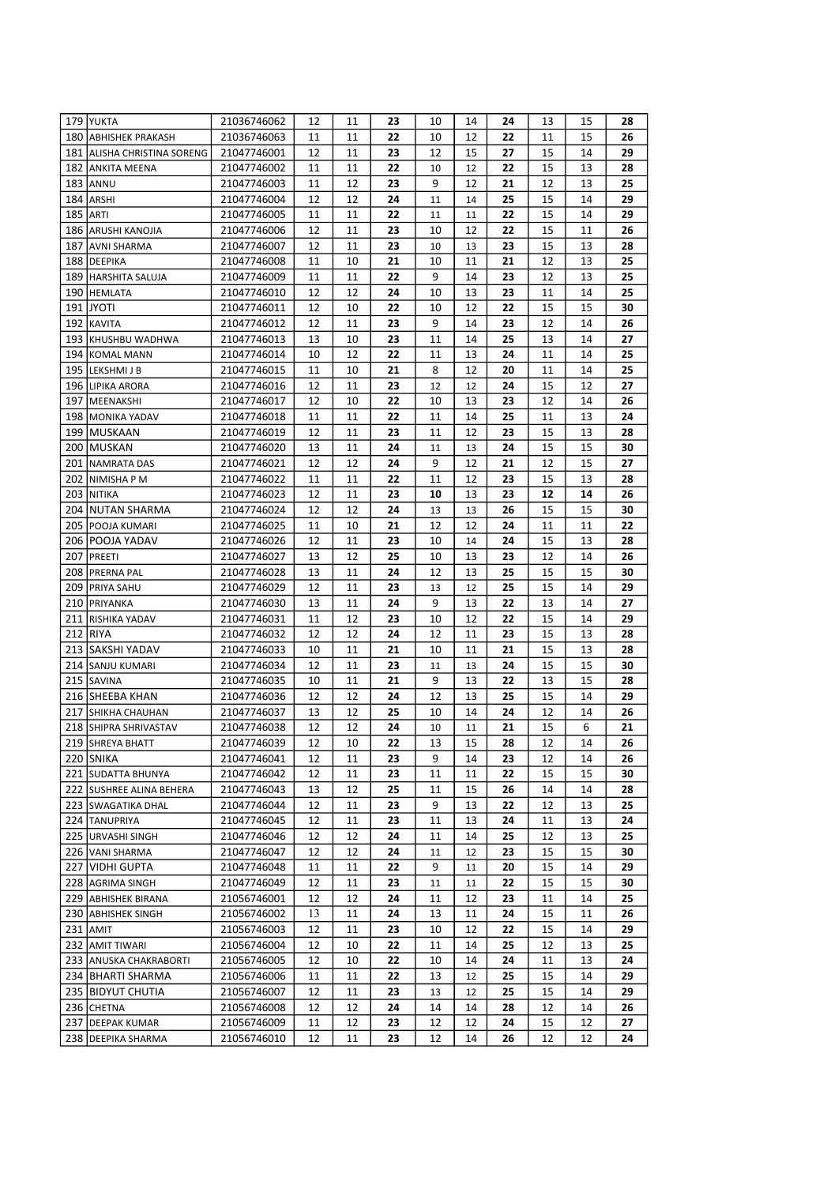| | | | | | | | | | | | |
|---|---|---|---|---|---|---|---|---|---|---|---|
| 179 | YUKTA | 21036746062 | 12 | 11 | **23** | 10 | 14 | **24** | 13 | 15 | **28** |
| 180 | ABHISHEK PRAKASH | 21036746063 | 11 | 11 | **22** | 10 | 12 | **22** | 11 | 15 | **26** |
| 181 | ALISHA CHRISTINA SORENG | 21047746001 | 12 | 11 | **23** | 12 | 15 | **27** | 15 | 14 | **29** |
| 182 | ANKITA MEENA | 21047746002 | 11 | 11 | **22** | 10 | 12 | **22** | 15 | 13 | **28** |
| 183 | ANNU | 21047746003 | 11 | 12 | **23** | 9 | 12 | **21** | 12 | 13 | **25** |
| 184 | ARSHI | 21047746004 | 12 | 12 | **24** | 11 | 14 | **25** | 15 | 14 | **29** |
| 185 | ARTI | 21047746005 | 11 | 11 | **22** | 11 | 11 | **22** | 15 | 14 | **29** |
| 186 | ARUSHI KANOJIA | 21047746006 | 12 | 11 | **23** | 10 | 12 | **22** | 15 | 11 | **26** |
| 187 | AVNI SHARMA | 21047746007 | 12 | 11 | **23** | 10 | 13 | **23** | 15 | 13 | **28** |
| 188 | DEEPIKA | 21047746008 | 11 | 10 | **21** | 10 | 11 | **21** | 12 | 13 | **25** |
| 189 | HARSHITA SALUJA | 21047746009 | 11 | 11 | **22** | 9 | 14 | **23** | 12 | 13 | **25** |
| 190 | HEMLATA | 21047746010 | 12 | 12 | **24** | 10 | 13 | **23** | 11 | 14 | **25** |
| 191 | JYOTI | 21047746011 | 12 | 10 | **22** | 10 | 12 | **22** | 15 | 15 | **30** |
| 192 | KAVITA | 21047746012 | 12 | 11 | **23** | 9 | 14 | **23** | 12 | 14 | **26** |
| 193 | KHUSHBU WADHWA | 21047746013 | 13 | 10 | **23** | 11 | 14 | **25** | 13 | 14 | **27** |
| 194 | KOMAL MANN | 21047746014 | 10 | 12 | **22** | 11 | 13 | **24** | 11 | 14 | **25** |
| 195 | LEKSHMI J B | 21047746015 | 11 | 10 | **21** | 8 | 12 | **20** | 11 | 14 | **25** |
| 196 | LIPIKA ARORA | 21047746016 | 12 | 11 | **23** | 12 | 12 | **24** | 15 | 12 | **27** |
| 197 | MEENAKSHI | 21047746017 | 12 | 10 | **22** | 10 | 13 | **23** | 12 | 14 | **26** |
| 198 | MONIKA YADAV | 21047746018 | 11 | 11 | **22** | 11 | 14 | **25** | 11 | 13 | **24** |
| 199 | MUSKAAN | 21047746019 | 12 | 11 | **23** | 11 | 12 | **23** | 15 | 13 | **28** |
| 200 | MUSKAN | 21047746020 | 13 | 11 | **24** | 11 | 13 | **24** | 15 | 15 | **30** |
| 201 | NAMRATA DAS | 21047746021 | 12 | 12 | **24** | 9 | 12 | **21** | 12 | 15 | **27** |
| 202 | NIMISHA P M | 21047746022 | 11 | 11 | **22** | 11 | 12 | **23** | 15 | 13 | **28** |
| 203 | NITIKA | 21047746023 | 12 | 11 | **23** | **10** | 13 | **23** | **12** | **14** | **26** |
| 204 | NUTAN SHARMA | 21047746024 | 12 | 12 | **24** | 13 | 13 | **26** | 15 | 15 | **30** |
| 205 | POOJA KUMARI | 21047746025 | 11 | 10 | **21** | 12 | 12 | **24** | 11 | 11 | **22** |
| 206 | POOJA YADAV | 21047746026 | 12 | 11 | **23** | 10 | 14 | **24** | 15 | 13 | **28** |
| 207 | PREETI | 21047746027 | 13 | 12 | **25** | 10 | 13 | **23** | 12 | 14 | **26** |
| 208 | PRERNA PAL | 21047746028 | 13 | 11 | **24** | 12 | 13 | **25** | 15 | 15 | **30** |
| 209 | PRIYA SAHU | 21047746029 | 12 | 11 | **23** | 13 | 12 | **25** | 15 | 14 | **29** |
| 210 | PRIYANKA | 21047746030 | 13 | 11 | **24** | 9 | 13 | **22** | 13 | 14 | **27** |
| 211 | RISHIKA YADAV | 21047746031 | 11 | 12 | **23** | 10 | 12 | **22** | 15 | 14 | **29** |
| 212 | RIYA | 21047746032 | 12 | 12 | **24** | 12 | 11 | **23** | 15 | 13 | **28** |
| 213 | SAKSHI YADAV | 21047746033 | 10 | 11 | **21** | 10 | 11 | **21** | 15 | 13 | **28** |
| 214 | SANJU KUMARI | 21047746034 | 12 | 11 | **23** | 11 | 13 | **24** | 15 | 15 | **30** |
| 215 | SAVINA | 21047746035 | 10 | 11 | **21** | 9 | 13 | **22** | 13 | 15 | **28** |
| 216 | SHEEBA KHAN | 21047746036 | 12 | 12 | **24** | 12 | 13 | **25** | 15 | 14 | **29** |
| 217 | SHIKHA CHAUHAN | 21047746037 | 13 | 12 | **25** | 10 | 14 | **24** | 12 | 14 | **26** |
| 218 | SHIPRA SHRIVASTAV | 21047746038 | 12 | 12 | **24** | 10 | 11 | **21** | 15 | 6 | **21** |
| 219 | SHREYA BHATT | 21047746039 | 12 | 10 | **22** | 13 | 15 | **28** | 12 | 14 | **26** |
| 220 | SNIKA | 21047746041 | 12 | 11 | **23** | 9 | 14 | **23** | 12 | 14 | **26** |
| 221 | SUDATTA BHUNYA | 21047746042 | 12 | 11 | **23** | 11 | 11 | **22** | 15 | 15 | **30** |
| 222 | SUSHREE ALINA BEHERA | 21047746043 | 13 | 12 | **25** | 11 | 15 | **26** | 14 | 14 | **28** |
| 223 | SWAGATIKA DHAL | 21047746044 | 12 | 11 | **23** | 9 | 13 | **22** | 12 | 13 | **25** |
| 224 | TANUPRIYA | 21047746045 | 12 | 11 | **23** | 11 | 13 | **24** | 11 | 13 | **24** |
| 225 | URVASHI SINGH | 21047746046 | 12 | 12 | **24** | 11 | 14 | **25** | 12 | 13 | **25** |
| 226 | VANI SHARMA | 21047746047 | 12 | 12 | **24** | 11 | 12 | **23** | 15 | 15 | **30** |
| 227 | VIDHI GUPTA | 21047746048 | 11 | 11 | **22** | 9 | 11 | **20** | 15 | 14 | **29** |
| 228 | AGRIMA SINGH | 21047746049 | 12 | 11 | **23** | 11 | 11 | **22** | 15 | 15 | **30** |
| 229 | ABHISHEK BIRANA | 21056746001 | 12 | 12 | **24** | 11 | 12 | **23** | 11 | 14 | **25** |
| 230 | ABHISHEK SINGH | 21056746002 | 13 | 11 | **24** | 13 | 11 | **24** | 15 | 11 | **26** |
| 231 | AMIT | 21056746003 | 12 | 11 | **23** | 10 | 12 | **22** | 15 | 14 | **29** |
| 232 | AMIT TIWARI | 21056746004 | 12 | 10 | **22** | 11 | 14 | **25** | 12 | 13 | **25** |
| 233 | ANUSKA CHAKRABORTI | 21056746005 | 12 | 10 | **22** | 10 | 14 | **24** | 11 | 13 | **24** |
| 234 | BHARTI SHARMA | 21056746006 | 11 | 11 | **22** | 13 | 12 | **25** | 15 | 14 | **29** |
| 235 | BIDYUT CHUTIA | 21056746007 | 12 | 11 | **23** | 13 | 12 | **25** | 15 | 14 | **29** |
| 236 | CHETNA | 21056746008 | 12 | 12 | **24** | 14 | 14 | **28** | 12 | 14 | **26** |
| 237 | DEEPAK KUMAR | 21056746009 | 11 | 12 | **23** | 12 | 12 | **24** | 15 | 12 | **27** |
| 238 | DEEPIKA SHARMA | 21056746010 | 12 | 11 | **23** | 12 | 14 | **26** | 12 | 12 | **24** |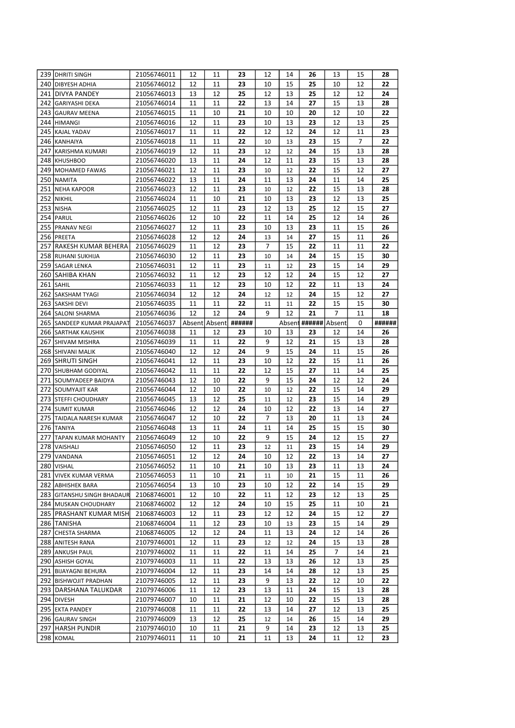| | | | | | | | | | | | |
|---|---|---|---|---|---|---|---|---|---|---|---|
| 239 | DHRITI SINGH | 21056746011 | 12 | 11 | **23** | 12 | 14 | **26** | 13 | 15 | **28** |
| 240 | DIBYESH ADHIA | 21056746012 | 12 | 11 | **23** | 10 | 15 | **25** | 10 | 12 | **22** |
| 241 | DIVYA PANDEY | 21056746013 | 13 | 12 | **25** | 12 | 13 | **25** | 12 | 12 | **24** |
| 242 | GARIYASHI DEKA | 21056746014 | 11 | 11 | **22** | 13 | 14 | **27** | 15 | 13 | **28** |
| 243 | GAURAV MEENA | 21056746015 | 11 | 10 | **21** | 10 | 10 | **20** | 12 | 10 | **22** |
| 244 | HIMANGI | 21056746016 | 12 | 11 | **23** | 10 | 13 | **23** | 12 | 13 | **25** |
| 245 | KAJAL YADAV | 21056746017 | 11 | 11 | **22** | 12 | 12 | **24** | 12 | 11 | **23** |
| 246 | KANHAIYA | 21056746018 | 11 | 11 | **22** | 10 | 13 | **23** | 15 | 7 | **22** |
| 247 | KARISHMA KUMARI | 21056746019 | 12 | 11 | **23** | 12 | 12 | **24** | 15 | 13 | **28** |
| 248 | KHUSHBOO | 21056746020 | 13 | 11 | **24** | 12 | 11 | **23** | 15 | 13 | **28** |
| 249 | MOHAMED FAWAS | 21056746021 | 12 | 11 | **23** | 10 | 12 | **22** | 15 | 12 | **27** |
| 250 | NAMITA | 21056746022 | 13 | 11 | **24** | 11 | 13 | **24** | 11 | 14 | **25** |
| 251 | NEHA KAPOOR | 21056746023 | 12 | 11 | **23** | 10 | 12 | **22** | 15 | 13 | **28** |
| 252 | NIKHIL | 21056746024 | 11 | 10 | **21** | 10 | 13 | **23** | 12 | 13 | **25** |
| 253 | NISHA | 21056746025 | 12 | 11 | **23** | 12 | 13 | **25** | 12 | 15 | **27** |
| 254 | PARUL | 21056746026 | 12 | 10 | **22** | 11 | 14 | **25** | 12 | 14 | **26** |
| 255 | PRANAV NEGI | 21056746027 | 12 | 11 | **23** | 10 | 13 | **23** | 11 | 15 | **26** |
| 256 | PREETA | 21056746028 | 12 | 12 | **24** | 13 | 14 | **27** | 15 | 11 | **26** |
| 257 | RAKESH KUMAR BEHERA | 21056746029 | 11 | 12 | **23** | 7 | 15 | **22** | 11 | 11 | **22** |
| 258 | RUHANI SUKHIJA | 21056746030 | 12 | 11 | **23** | 10 | 14 | **24** | 15 | 15 | **30** |
| 259 | SAGAR LENKA | 21056746031 | 12 | 11 | **23** | 11 | 12 | **23** | 15 | 14 | **29** |
| 260 | SAHIBA KHAN | 21056746032 | 11 | 12 | **23** | 12 | 12 | **24** | 15 | 12 | **27** |
| 261 | SAHIL | 21056746033 | 11 | 12 | **23** | 10 | 12 | **22** | 11 | 13 | **24** |
| 262 | SAKSHAM TYAGI | 21056746034 | 12 | 12 | **24** | 12 | 12 | **24** | 15 | 12 | **27** |
| 263 | SAKSHI DEVI | 21056746035 | 11 | 11 | **22** | 11 | 11 | **22** | 15 | 15 | **30** |
| 264 | SALONI SHARMA | 21056746036 | 12 | 12 | **24** | 9 | 12 | **21** | 7 | 11 | **18** |
| 265 | SANDEEP KUMAR PRAJAPAT | 21056746037 | Absent | Absent | **######** | | Absent | **######** | Absent | 0 | **######** |
| 266 | SARTHAK KAUSHIK | 21056746038 | 11 | 12 | **23** | 10 | 13 | **23** | 12 | 14 | **26** |
| 267 | SHIVAM MISHRA | 21056746039 | 11 | 11 | **22** | 9 | 12 | **21** | 15 | 13 | **28** |
| 268 | SHIVANI MALIK | 21056746040 | 12 | 12 | **24** | 9 | 15 | **24** | 11 | 15 | **26** |
| 269 | SHRUTI SINGH | 21056746041 | 12 | 11 | **23** | 10 | 12 | **22** | 15 | 11 | **26** |
| 270 | SHUBHAM GODIYAL | 21056746042 | 11 | 11 | **22** | 12 | 15 | **27** | 11 | 14 | **25** |
| 271 | SOUMYADEEP BAIDYA | 21056746043 | 12 | 10 | **22** | 9 | 15 | **24** | 12 | 12 | **24** |
| 272 | SOUMYAJIT KAR | 21056746044 | 12 | 10 | **22** | 10 | 12 | **22** | 15 | 14 | **29** |
| 273 | STEFFI CHOUDHARY | 21056746045 | 13 | 12 | **25** | 11 | 12 | **23** | 15 | 14 | **29** |
| 274 | SUMIT KUMAR | 21056746046 | 12 | 12 | **24** | 10 | 12 | **22** | 13 | 14 | **27** |
| 275 | TAIDALA NARESH KUMAR | 21056746047 | 12 | 10 | **22** | 7 | 13 | **20** | 11 | 13 | **24** |
| 276 | TANIYA | 21056746048 | 13 | 11 | **24** | 11 | 14 | **25** | 15 | 15 | **30** |
| 277 | TAPAN KUMAR MOHANTY | 21056746049 | 12 | 10 | **22** | 9 | 15 | **24** | 12 | 15 | **27** |
| 278 | VAISHALI | 21056746050 | 12 | 11 | **23** | 12 | 11 | **23** | 15 | 14 | **29** |
| 279 | VANDANA | 21056746051 | 12 | 12 | **24** | 10 | 12 | **22** | 13 | 14 | **27** |
| 280 | VISHAL | 21056746052 | 11 | 10 | **21** | 10 | 13 | **23** | 11 | 13 | **24** |
| 281 | VIVEK KUMAR VERMA | 21056746053 | 11 | 10 | **21** | 11 | 10 | **21** | 15 | 11 | **26** |
| 282 | ABHISHEK BARA | 21056746054 | 13 | 10 | **23** | 10 | 12 | **22** | 14 | 15 | **29** |
| 283 | GITANSHU SINGH BHADAUR | 21068746001 | 12 | 10 | **22** | 11 | 12 | **23** | 12 | 13 | **25** |
| 284 | MUSKAN CHOUDHARY | 21068746002 | 12 | 12 | **24** | 10 | 15 | **25** | 11 | 10 | **21** |
| 285 | PRASHANT KUMAR MISH | 21068746003 | 12 | 11 | **23** | 12 | 12 | **24** | 15 | 12 | **27** |
| 286 | TANISHA | 21068746004 | 11 | 12 | **23** | 10 | 13 | **23** | 15 | 14 | **29** |
| 287 | CHESTA SHARMA | 21068746005 | 12 | 12 | **24** | 11 | 13 | **24** | 12 | 14 | **26** |
| 288 | ANITESH RANA | 21079746001 | 12 | 11 | **23** | 12 | 12 | **24** | 15 | 13 | **28** |
| 289 | ANKUSH PAUL | 21079746002 | 11 | 11 | **22** | 11 | 14 | **25** | 7 | 14 | **21** |
| 290 | ASHISH GOYAL | 21079746003 | 11 | 11 | **22** | 13 | 13 | **26** | 12 | 13 | **25** |
| 291 | BIJAYAGNI BEHURA | 21079746004 | 12 | 11 | **23** | 14 | 14 | **28** | 12 | 13 | **25** |
| 292 | BISHWOJIT PRADHAN | 21079746005 | 12 | 11 | **23** | 9 | 13 | **22** | 12 | 10 | **22** |
| 293 | DARSHANA TALUKDAR | 21079746006 | 11 | 12 | **23** | 13 | 11 | **24** | 15 | 13 | **28** |
| 294 | DIVESH | 21079746007 | 10 | 11 | **21** | 12 | 10 | **22** | 15 | 13 | **28** |
| 295 | EKTA PANDEY | 21079746008 | 11 | 11 | **22** | 13 | 14 | **27** | 12 | 13 | **25** |
| 296 | GAURAV SINGH | 21079746009 | 13 | 12 | **25** | 12 | 14 | **26** | 15 | 14 | **29** |
| 297 | HARSH PUNDIR | 21079746010 | 10 | 11 | **21** | 9 | 14 | **23** | 12 | 13 | **25** |
| 298 | KOMAL | 21079746011 | 11 | 10 | **21** | 11 | 13 | **24** | 11 | 12 | **23** |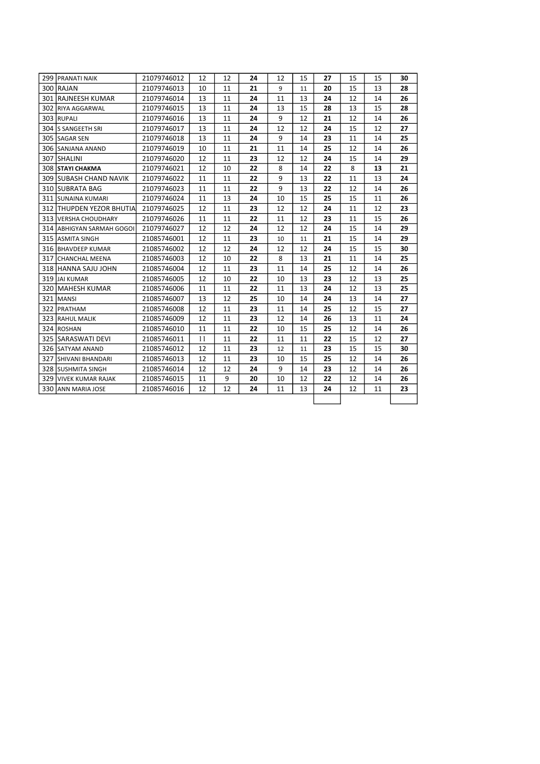| | | | | | | | | | | | |
|---|---|---|---|---|---|---|---|---|---|---|---|
| 299 | PRANATI NAIK | 21079746012 | 12 | 12 | **24** | 12 | 15 | **27** | 15 | 15 | **30** |
| 300 | RAJAN | 21079746013 | 10 | 11 | **21** | 9 | 11 | **20** | 15 | 13 | **28** |
| 301 | RAJNEESH KUMAR | 21079746014 | 13 | 11 | **24** | 11 | 13 | **24** | 12 | 14 | **26** |
| 302 | RIYA AGGARWAL | 21079746015 | 13 | 11 | **24** | 13 | 15 | **28** | 13 | 15 | **28** |
| 303 | RUPALI | 21079746016 | 13 | 11 | **24** | 9 | 12 | **21** | 12 | 14 | **26** |
| 304 | S SANGEETH SRI | 21079746017 | 13 | 11 | **24** | 12 | 12 | **24** | 15 | 12 | **27** |
| 305 | SAGAR SEN | 21079746018 | 13 | 11 | **24** | 9 | 14 | **23** | 11 | 14 | **25** |
| 306 | SANJANA ANAND | 21079746019 | 10 | 11 | **21** | 11 | 14 | **25** | 12 | 14 | **26** |
| 307 | SHALINI | 21079746020 | 12 | 11 | **23** | 12 | 12 | **24** | 15 | 14 | **29** |
| 308 | **STAYI CHAKMA** | 21079746021 | 12 | 10 | **22** | 8 | 14 | **22** | 8 | **13** | **21** |
| 309 | SUBASH CHAND NAVIK | 21079746022 | 11 | 11 | **22** | 9 | 13 | **22** | 11 | 13 | **24** |
| 310 | SUBRATA BAG | 21079746023 | 11 | 11 | **22** | 9 | 13 | **22** | 12 | 14 | **26** |
| 311 | SUNAINA KUMARI | 21079746024 | 11 | 13 | **24** | 10 | 15 | **25** | 15 | 11 | **26** |
| 312 | THUPDEN YEZOR BHUTIA | 21079746025 | 12 | 11 | **23** | 12 | 12 | **24** | 11 | 12 | **23** |
| 313 | VERSHA CHOUDHARY | 21079746026 | 11 | 11 | **22** | 11 | 12 | **23** | 11 | 15 | **26** |
| 314 | ABHIGYAN SARMAH GOGOI | 21079746027 | 12 | 12 | **24** | 12 | 12 | **24** | 15 | 14 | **29** |
| 315 | ASMITA SINGH | 21085746001 | 12 | 11 | **23** | 10 | 11 | **21** | 15 | 14 | **29** |
| 316 | BHAVDEEP KUMAR | 21085746002 | 12 | 12 | **24** | 12 | 12 | **24** | 15 | 15 | **30** |
| 317 | CHANCHAL MEENA | 21085746003 | 12 | 10 | **22** | 8 | 13 | **21** | 11 | 14 | **25** |
| 318 | HANNA SAJU JOHN | 21085746004 | 12 | 11 | **23** | 11 | 14 | **25** | 12 | 14 | **26** |
| 319 | JAI KUMAR | 21085746005 | 12 | 10 | **22** | 10 | 13 | **23** | 12 | 13 | **25** |
| 320 | MAHESH KUMAR | 21085746006 | 11 | 11 | **22** | 11 | 13 | **24** | 12 | 13 | **25** |
| 321 | MANSI | 21085746007 | 13 | 12 | **25** | 10 | 14 | **24** | 13 | 14 | **27** |
| 322 | PRATHAM | 21085746008 | 12 | 11 | **23** | 11 | 14 | **25** | 12 | 15 | **27** |
| 323 | RAHUL MALIK | 21085746009 | 12 | 11 | **23** | 12 | 14 | **26** | 13 | 11 | **24** |
| 324 | ROSHAN | 21085746010 | 11 | 11 | **22** | 10 | 15 | **25** | 12 | 14 | **26** |
| 325 | SARASWATI DEVI | 21085746011 | 11 | 11 | **22** | 11 | 11 | **22** | 15 | 12 | **27** |
| 326 | SATYAM ANAND | 21085746012 | 12 | 11 | **23** | 12 | 11 | **23** | 15 | 15 | **30** |
| 327 | SHIVANI BHANDARI | 21085746013 | 12 | 11 | **23** | 10 | 15 | **25** | 12 | 14 | **26** |
| 328 | SUSHMITA SINGH | 21085746014 | 12 | 12 | **24** | 9 | 14 | **23** | 12 | 14 | **26** |
| 329 | VIVEK KUMAR RAJAK | 21085746015 | 11 | 9 | **20** | 10 | 12 | **22** | 12 | 14 | **26** |
| 330 | ANN MARIA JOSE | 21085746016 | 12 | 12 | **24** | 11 | 13 | **24** | 12 | 11 | **23** |